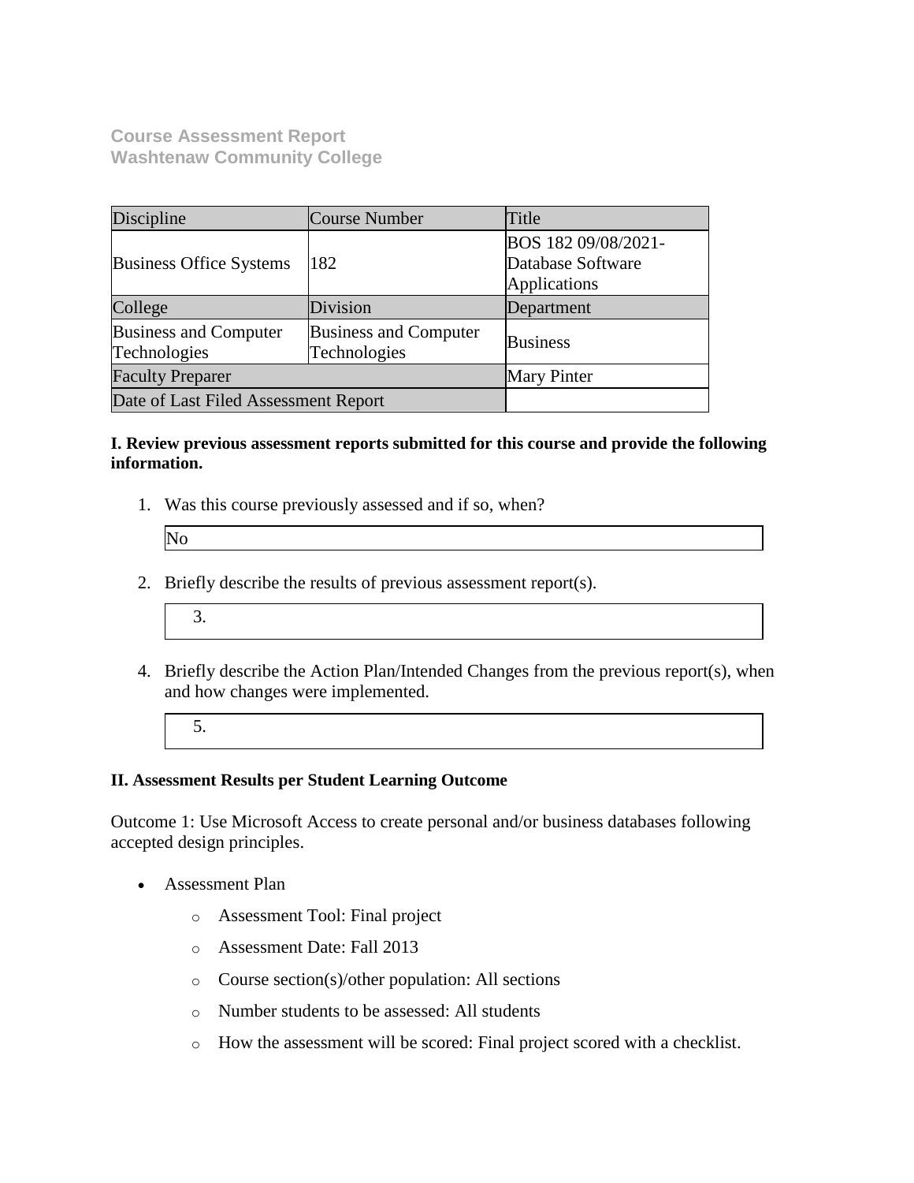**Course Assessment Report**
**Washtenaw Community College**

| Discipline | Course Number | Title |
| --- | --- | --- |
| Business Office Systems | 182 | BOS 182 09/08/2021-Database Software Applications |
| College | Division | Department |
| Business and Computer Technologies | Business and Computer Technologies | Business |
| Faculty Preparer | | Mary Pinter |
| Date of Last Filed Assessment Report | | |

**I. Review previous assessment reports submitted for this course and provide the following information.**

1. Was this course previously assessed and if so, when?

   No

2. Briefly describe the results of previous assessment report(s).

3. 

4. Briefly describe the Action Plan/Intended Changes from the previous report(s), when and how changes were implemented.

5. 

**II. Assessment Results per Student Learning Outcome**

Outcome 1: Use Microsoft Access to create personal and/or business databases following accepted design principles.

- Assessment Plan
  - Assessment Tool: Final project
  - Assessment Date: Fall 2013
  - Course section(s)/other population: All sections
  - Number students to be assessed: All students
  - How the assessment will be scored: Final project scored with a checklist.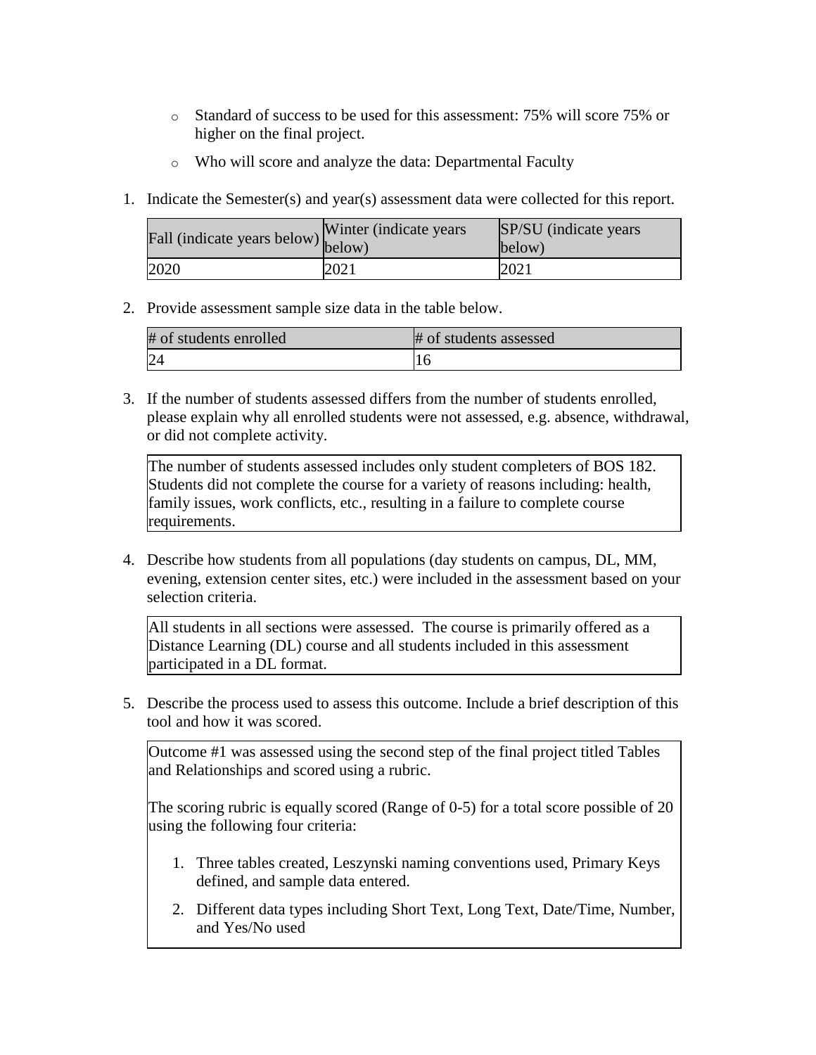- Standard of success to be used for this assessment: 75% will score 75% or higher on the final project.
- Who will score and analyze the data: Departmental Faculty

1. Indicate the Semester(s) and year(s) assessment data were collected for this report.

| Fall (indicate years below) | Winter (indicate years below) | SP/SU (indicate years below) |
|---|---|---|
| 2020 | 2021 | 2021 |

2. Provide assessment sample size data in the table below.

| # of students enrolled | # of students assessed |
|---|---|
| 24 | 16 |

3. If the number of students assessed differs from the number of students enrolled, please explain why all enrolled students were not assessed, e.g. absence, withdrawal, or did not complete activity.

The number of students assessed includes only student completers of BOS 182. Students did not complete the course for a variety of reasons including: health, family issues, work conflicts, etc., resulting in a failure to complete course requirements.

4. Describe how students from all populations (day students on campus, DL, MM, evening, extension center sites, etc.) were included in the assessment based on your selection criteria.

All students in all sections were assessed. The course is primarily offered as a Distance Learning (DL) course and all students included in this assessment participated in a DL format.

5. Describe the process used to assess this outcome. Include a brief description of this tool and how it was scored.

Outcome #1 was assessed using the second step of the final project titled Tables and Relationships and scored using a rubric.

The scoring rubric is equally scored (Range of 0-5) for a total score possible of 20 using the following four criteria:

1. Three tables created, Leszynski naming conventions used, Primary Keys defined, and sample data entered.
2. Different data types including Short Text, Long Text, Date/Time, Number, and Yes/No used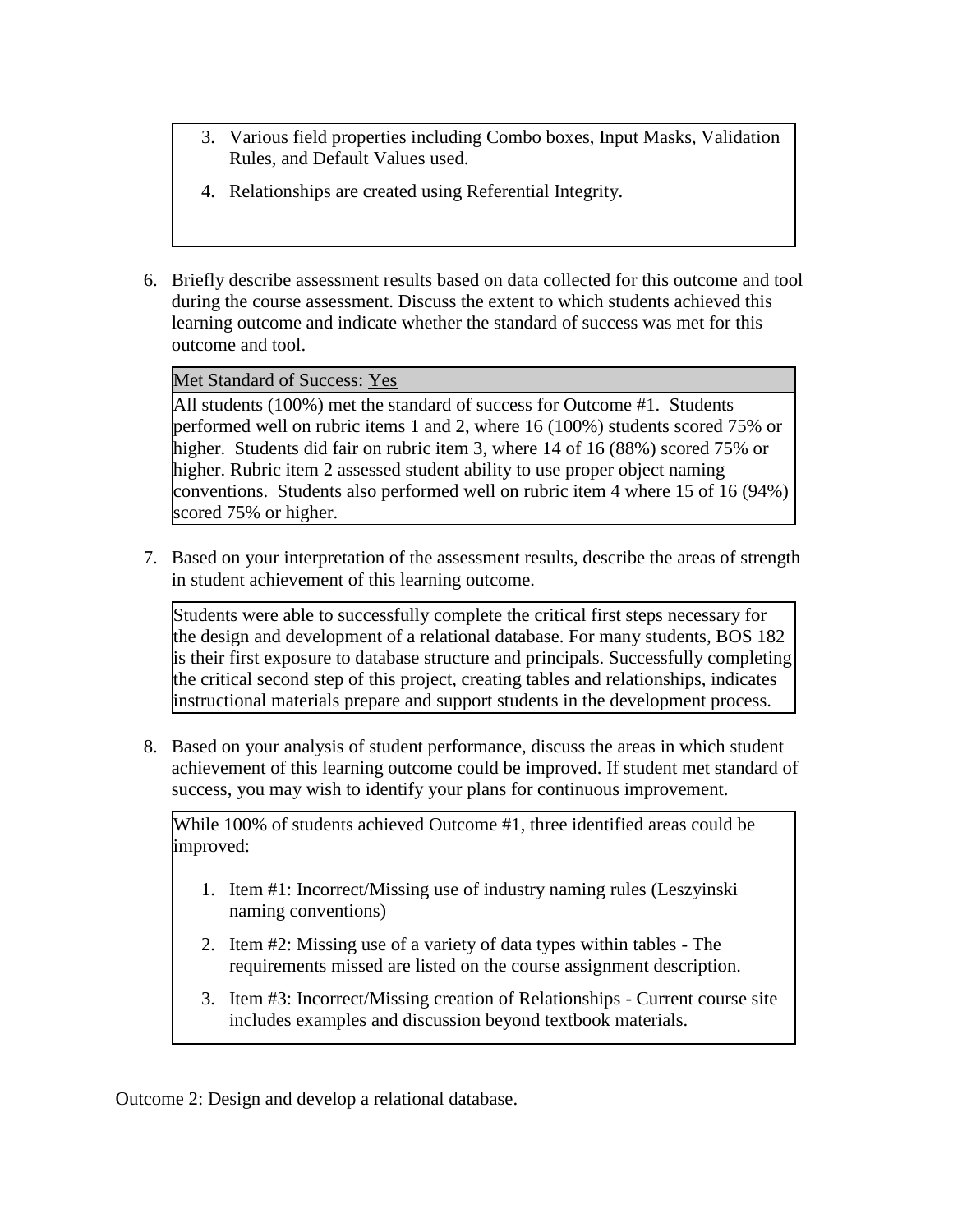3. Various field properties including Combo boxes, Input Masks, Validation Rules, and Default Values used.
4. Relationships are created using Referential Integrity.

6. Briefly describe assessment results based on data collected for this outcome and tool during the course assessment. Discuss the extent to which students achieved this learning outcome and indicate whether the standard of success was met for this outcome and tool.

Met Standard of Success: Yes

All students (100%) met the standard of success for Outcome #1. Students performed well on rubric items 1 and 2, where 16 (100%) students scored 75% or higher. Students did fair on rubric item 3, where 14 of 16 (88%) scored 75% or higher. Rubric item 2 assessed student ability to use proper object naming conventions. Students also performed well on rubric item 4 where 15 of 16 (94%) scored 75% or higher.

7. Based on your interpretation of the assessment results, describe the areas of strength in student achievement of this learning outcome.

Students were able to successfully complete the critical first steps necessary for the design and development of a relational database. For many students, BOS 182 is their first exposure to database structure and principals. Successfully completing the critical second step of this project, creating tables and relationships, indicates instructional materials prepare and support students in the development process.

8. Based on your analysis of student performance, discuss the areas in which student achievement of this learning outcome could be improved. If student met standard of success, you may wish to identify your plans for continuous improvement.

While 100% of students achieved Outcome #1, three identified areas could be improved:

1. Item #1: Incorrect/Missing use of industry naming rules (Leszyinski naming conventions)
2. Item #2: Missing use of a variety of data types within tables - The requirements missed are listed on the course assignment description.
3. Item #3: Incorrect/Missing creation of Relationships - Current course site includes examples and discussion beyond textbook materials.

Outcome 2: Design and develop a relational database.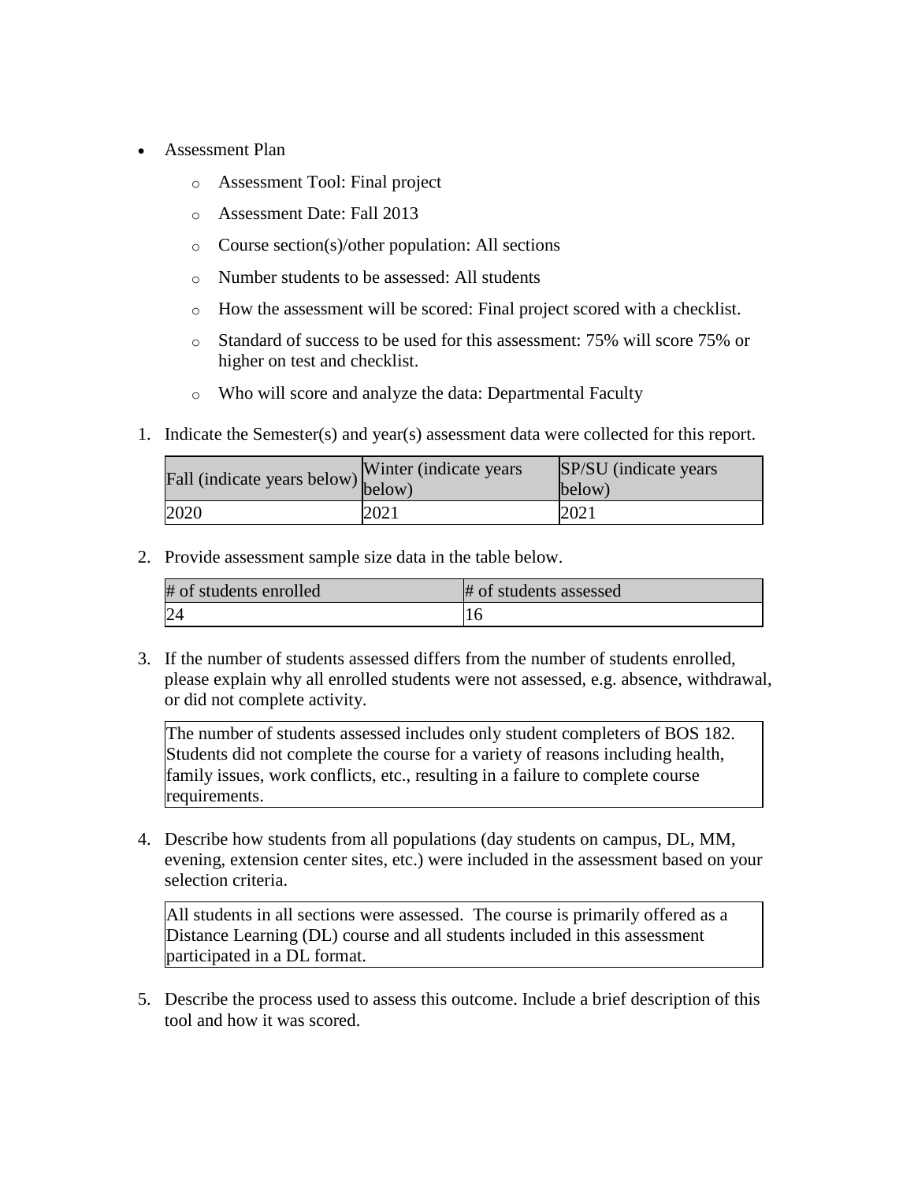- Assessment Plan
    - Assessment Tool: Final project
    - Assessment Date: Fall 2013
    - Course section(s)/other population: All sections
    - Number students to be assessed: All students
    - How the assessment will be scored: Final project scored with a checklist.
    - Standard of success to be used for this assessment: 75% will score 75% or higher on test and checklist.
    - Who will score and analyze the data: Departmental Faculty

1. Indicate the Semester(s) and year(s) assessment data were collected for this report.

| Fall (indicate years below) | Winter (indicate years below) | SP/SU (indicate years below) |
|---|---|---|
| 2020 | 2021 | 2021 |

2. Provide assessment sample size data in the table below.

| # of students enrolled | # of students assessed |
|---|---|
| 24 | 16 |

3. If the number of students assessed differs from the number of students enrolled, please explain why all enrolled students were not assessed, e.g. absence, withdrawal, or did not complete activity.

| The number of students assessed includes only student completers of BOS 182. Students did not complete the course for a variety of reasons including health, family issues, work conflicts, etc., resulting in a failure to complete course requirements. |
|---|

4. Describe how students from all populations (day students on campus, DL, MM, evening, extension center sites, etc.) were included in the assessment based on your selection criteria.

| All students in all sections were assessed. The course is primarily offered as a Distance Learning (DL) course and all students included in this assessment participated in a DL format. |
|---|

5. Describe the process used to assess this outcome. Include a brief description of this tool and how it was scored.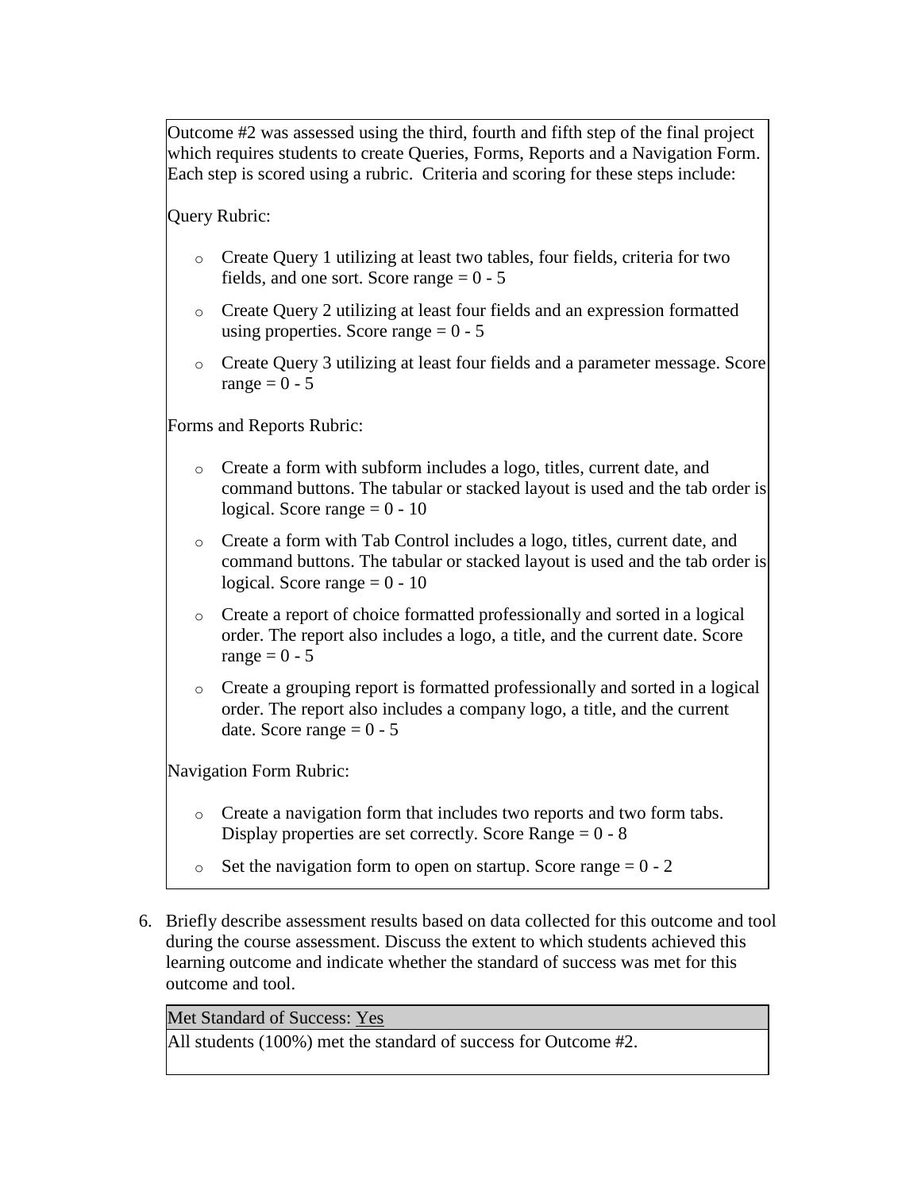Outcome #2 was assessed using the third, fourth and fifth step of the final project which requires students to create Queries, Forms, Reports and a Navigation Form. Each step is scored using a rubric. Criteria and scoring for these steps include:

Query Rubric:

- Create Query 1 utilizing at least two tables, four fields, criteria for two fields, and one sort. Score range = 0 - 5
- Create Query 2 utilizing at least four fields and an expression formatted using properties. Score range = 0 - 5
- Create Query 3 utilizing at least four fields and a parameter message. Score range = 0 - 5

Forms and Reports Rubric:

- Create a form with subform includes a logo, titles, current date, and command buttons. The tabular or stacked layout is used and the tab order is logical. Score range = 0 - 10
- Create a form with Tab Control includes a logo, titles, current date, and command buttons. The tabular or stacked layout is used and the tab order is logical. Score range = 0 - 10
- Create a report of choice formatted professionally and sorted in a logical order. The report also includes a logo, a title, and the current date. Score range = 0 - 5
- Create a grouping report is formatted professionally and sorted in a logical order. The report also includes a company logo, a title, and the current date. Score range = 0 - 5

Navigation Form Rubric:

- Create a navigation form that includes two reports and two form tabs. Display properties are set correctly. Score Range = 0 - 8
- Set the navigation form to open on startup. Score range = 0 - 2

6. Briefly describe assessment results based on data collected for this outcome and tool during the course assessment. Discuss the extent to which students achieved this learning outcome and indicate whether the standard of success was met for this outcome and tool.

Met Standard of Success: Yes

All students (100%) met the standard of success for Outcome #2.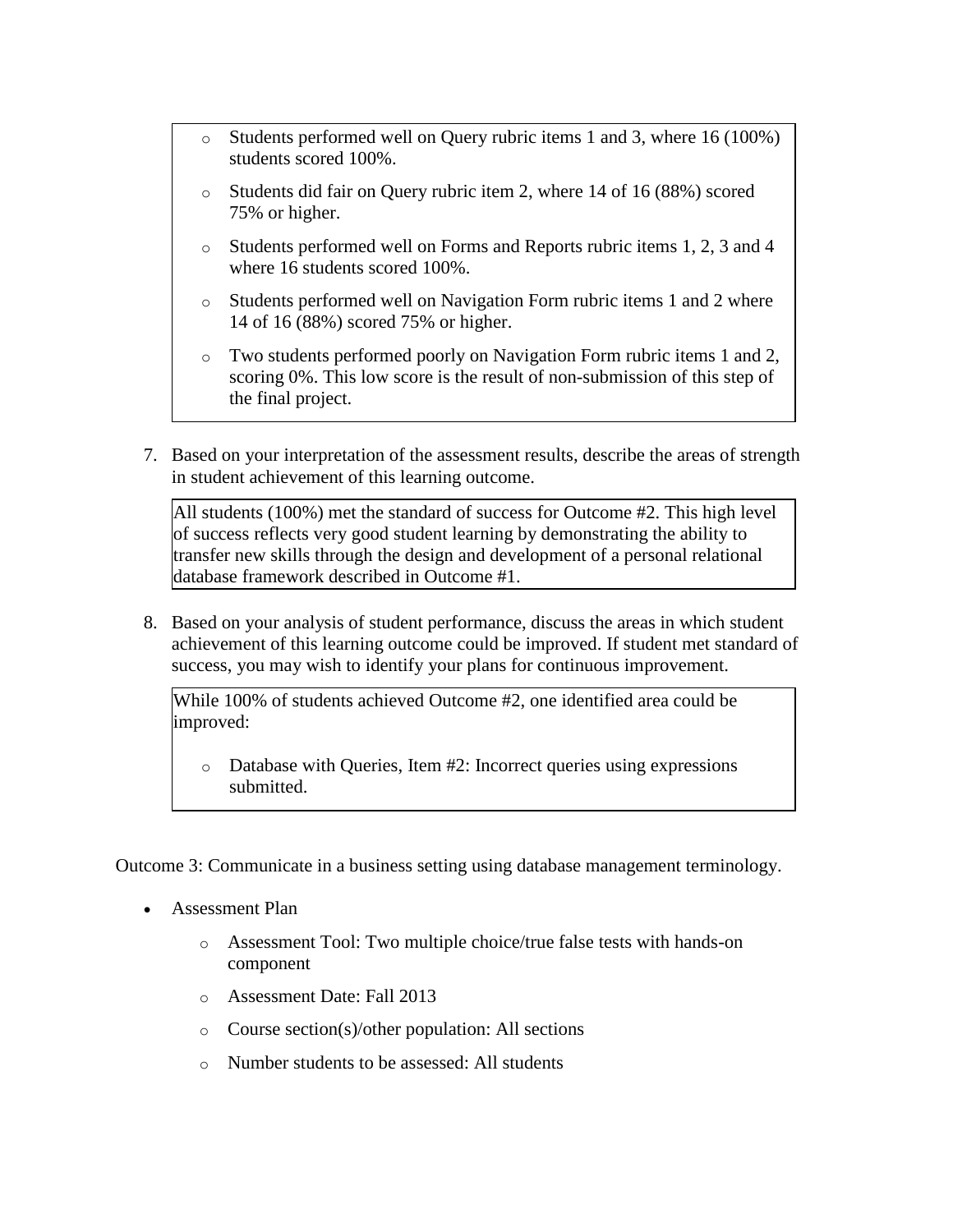- Students performed well on Query rubric items 1 and 3, where 16 (100%) students scored 100%.
- Students did fair on Query rubric item 2, where 14 of 16 (88%) scored 75% or higher.
- Students performed well on Forms and Reports rubric items 1, 2, 3 and 4 where 16 students scored 100%.
- Students performed well on Navigation Form rubric items 1 and 2 where 14 of 16 (88%) scored 75% or higher.
- Two students performed poorly on Navigation Form rubric items 1 and 2, scoring 0%. This low score is the result of non-submission of this step of the final project.

7. Based on your interpretation of the assessment results, describe the areas of strength in student achievement of this learning outcome.

All students (100%) met the standard of success for Outcome #2. This high level of success reflects very good student learning by demonstrating the ability to transfer new skills through the design and development of a personal relational database framework described in Outcome #1.

8. Based on your analysis of student performance, discuss the areas in which student achievement of this learning outcome could be improved. If student met standard of success, you may wish to identify your plans for continuous improvement.

While 100% of students achieved Outcome #2, one identified area could be improved:

- Database with Queries, Item #2: Incorrect queries using expressions submitted.

Outcome 3: Communicate in a business setting using database management terminology.

- Assessment Plan
  - Assessment Tool: Two multiple choice/true false tests with hands-on component
  - Assessment Date: Fall 2013
  - Course section(s)/other population: All sections
  - Number students to be assessed: All students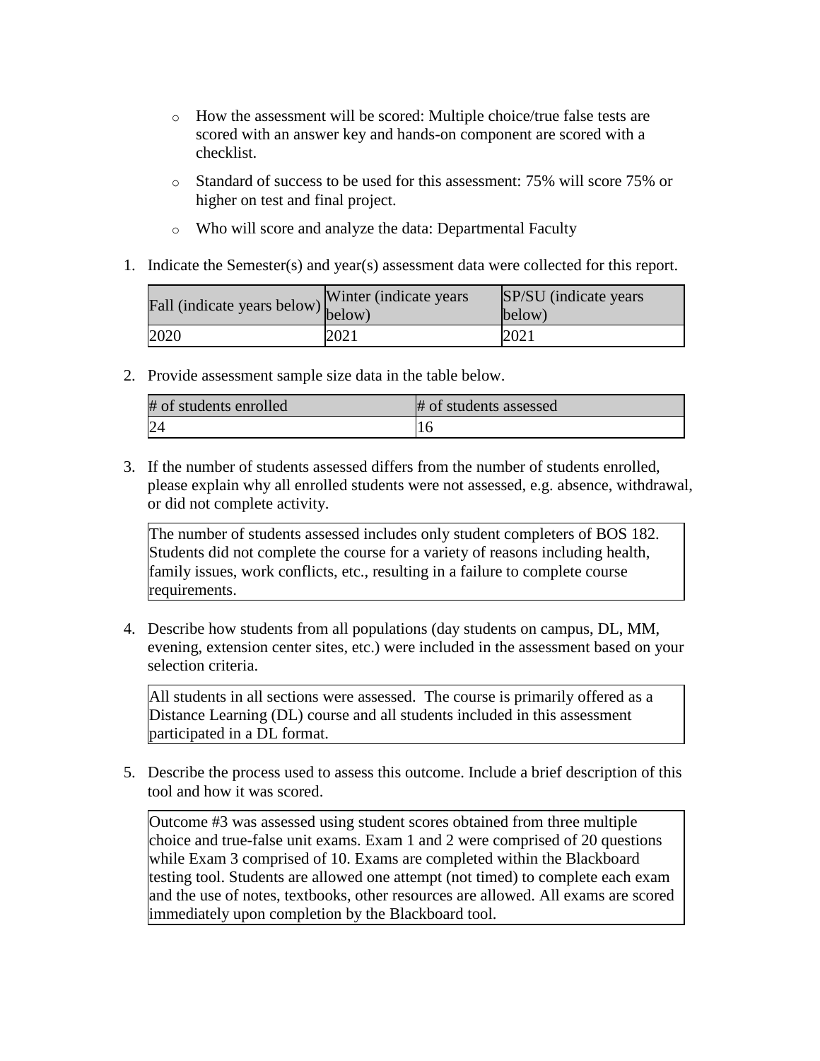- How the assessment will be scored: Multiple choice/true false tests are scored with an answer key and hands-on component are scored with a checklist.
- Standard of success to be used for this assessment: 75% will score 75% or higher on test and final project.
- Who will score and analyze the data: Departmental Faculty

1. Indicate the Semester(s) and year(s) assessment data were collected for this report.

| Fall (indicate years below) | Winter (indicate years below) | SP/SU (indicate years below) |
| --- | --- | --- |
| 2020 | 2021 | 2021 |

2. Provide assessment sample size data in the table below.

| # of students enrolled | # of students assessed |
| --- | --- |
| 24 | 16 |

3. If the number of students assessed differs from the number of students enrolled, please explain why all enrolled students were not assessed, e.g. absence, withdrawal, or did not complete activity.

The number of students assessed includes only student completers of BOS 182. Students did not complete the course for a variety of reasons including health, family issues, work conflicts, etc., resulting in a failure to complete course requirements.

4. Describe how students from all populations (day students on campus, DL, MM, evening, extension center sites, etc.) were included in the assessment based on your selection criteria.

All students in all sections were assessed. The course is primarily offered as a Distance Learning (DL) course and all students included in this assessment participated in a DL format.

5. Describe the process used to assess this outcome. Include a brief description of this tool and how it was scored.

Outcome #3 was assessed using student scores obtained from three multiple choice and true-false unit exams. Exam 1 and 2 were comprised of 20 questions while Exam 3 comprised of 10. Exams are completed within the Blackboard testing tool. Students are allowed one attempt (not timed) to complete each exam and the use of notes, textbooks, other resources are allowed. All exams are scored immediately upon completion by the Blackboard tool.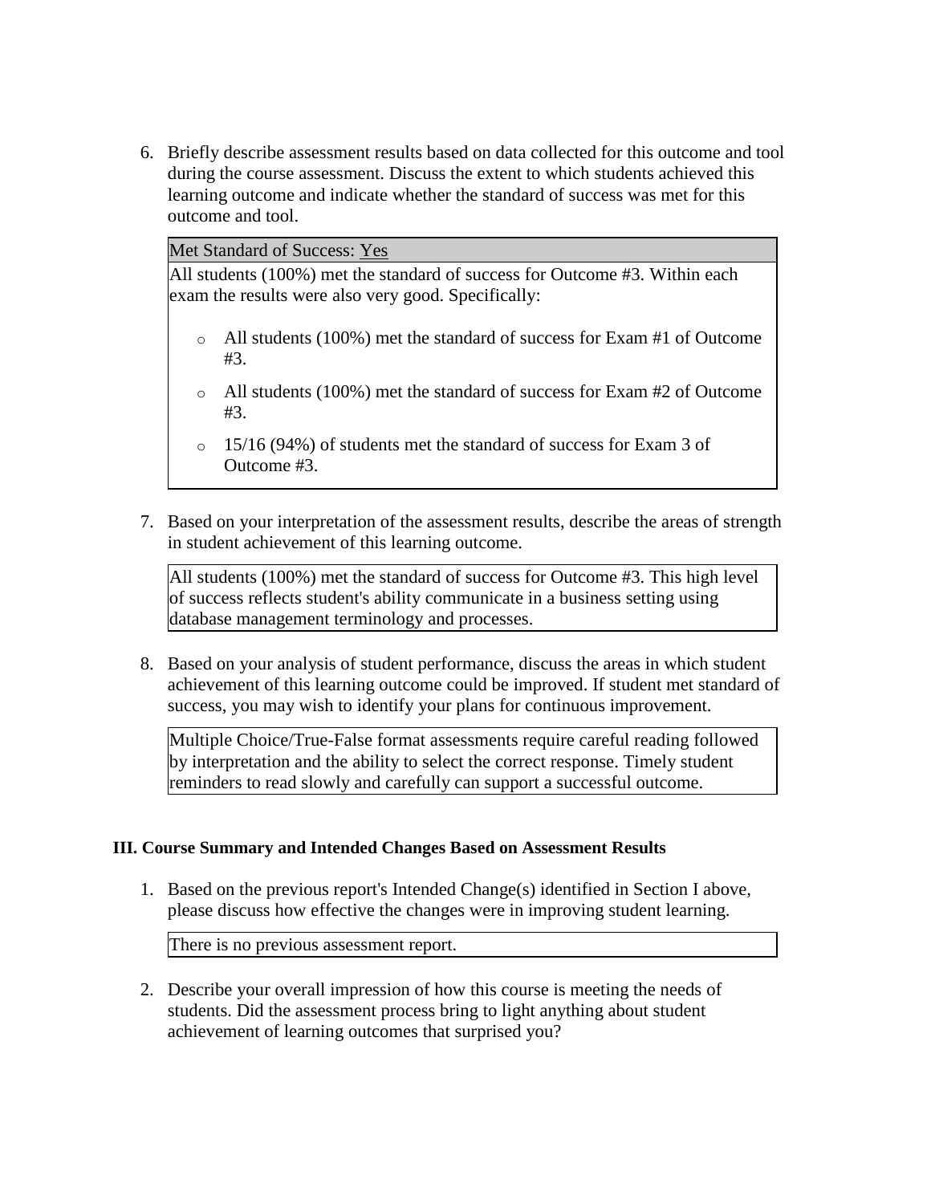6. Briefly describe assessment results based on data collected for this outcome and tool during the course assessment. Discuss the extent to which students achieved this learning outcome and indicate whether the standard of success was met for this outcome and tool.

   | Met Standard of Success: Yes |
   | --- |
   | All students (100%) met the standard of success for Outcome #3. Within each exam the results were also very good. Specifically:<br><br>o All students (100%) met the standard of success for Exam #1 of Outcome #3.<br>o All students (100%) met the standard of success for Exam #2 of Outcome #3.<br>o 15/16 (94%) of students met the standard of success for Exam 3 of Outcome #3. |

7. Based on your interpretation of the assessment results, describe the areas of strength in student achievement of this learning outcome.

   All students (100%) met the standard of success for Outcome #3. This high level of success reflects student's ability communicate in a business setting using database management terminology and processes.

8. Based on your analysis of student performance, discuss the areas in which student achievement of this learning outcome could be improved. If student met standard of success, you may wish to identify your plans for continuous improvement.

   Multiple Choice/True-False format assessments require careful reading followed by interpretation and the ability to select the correct response. Timely student reminders to read slowly and carefully can support a successful outcome.

**III. Course Summary and Intended Changes Based on Assessment Results**

1. Based on the previous report's Intended Change(s) identified in Section I above, please discuss how effective the changes were in improving student learning.

   There is no previous assessment report.

2. Describe your overall impression of how this course is meeting the needs of students. Did the assessment process bring to light anything about student achievement of learning outcomes that surprised you?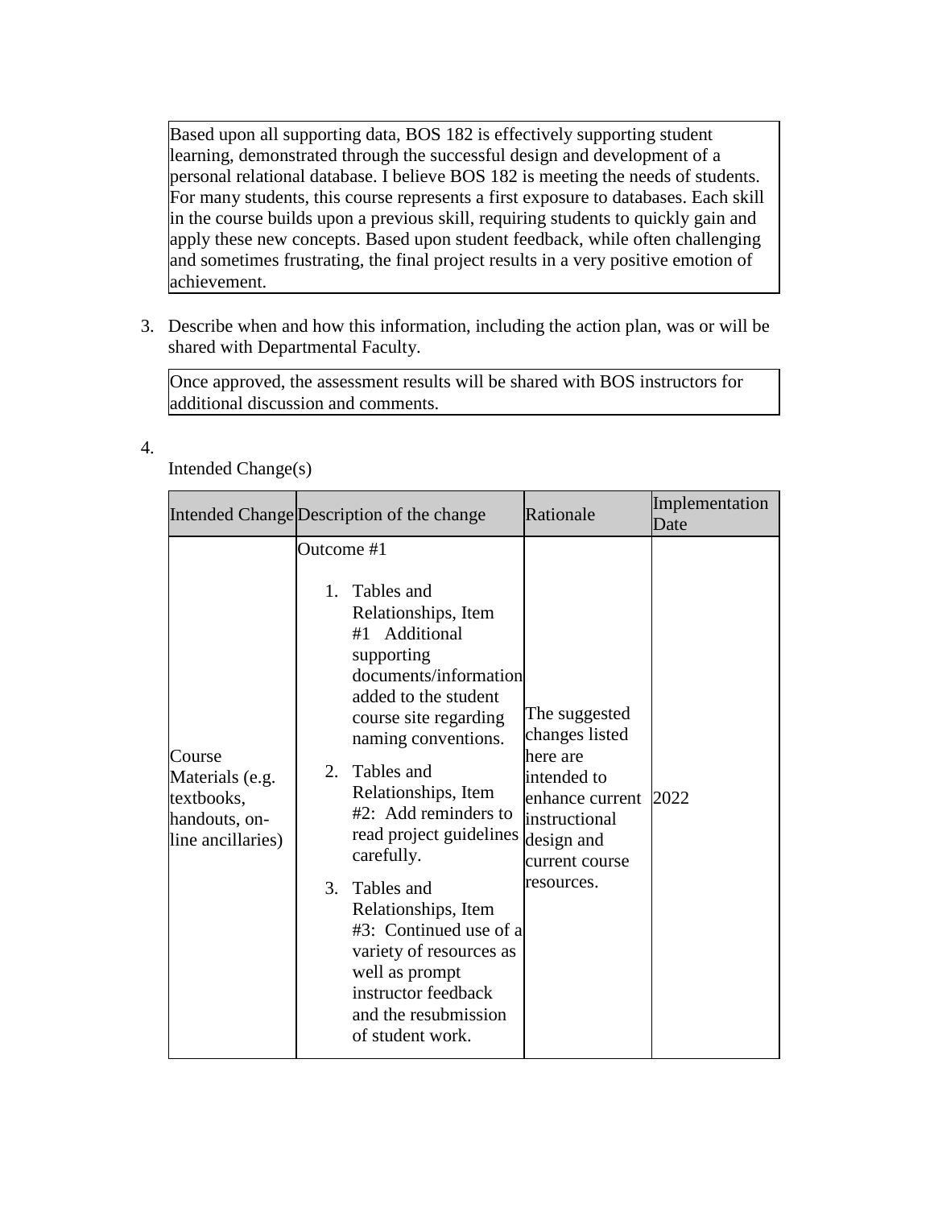Based upon all supporting data, BOS 182 is effectively supporting student learning, demonstrated through the successful design and development of a personal relational database. I believe BOS 182 is meeting the needs of students. For many students, this course represents a first exposure to databases. Each skill in the course builds upon a previous skill, requiring students to quickly gain and apply these new concepts. Based upon student feedback, while often challenging and sometimes frustrating, the final project results in a very positive emotion of achievement.

3. Describe when and how this information, including the action plan, was or will be shared with Departmental Faculty.

Once approved, the assessment results will be shared with BOS instructors for additional discussion and comments.

4. Intended Change(s)

| Intended Change | Description of the change | Rationale | Implementation Date |
|---|---|---|---|
| Course Materials (e.g. textbooks, handouts, on-line ancillaries) | Outcome #1<br><br>1. Tables and Relationships, Item #1 Additional supporting documents/information added to the student course site regarding naming conventions.<br>2. Tables and Relationships, Item #2: Add reminders to read project guidelines carefully.<br>3. Tables and Relationships, Item #3: Continued use of a variety of resources as well as prompt instructor feedback and the resubmission of student work. | The suggested changes listed here are intended to enhance current instructional design and current course resources. | 2022 |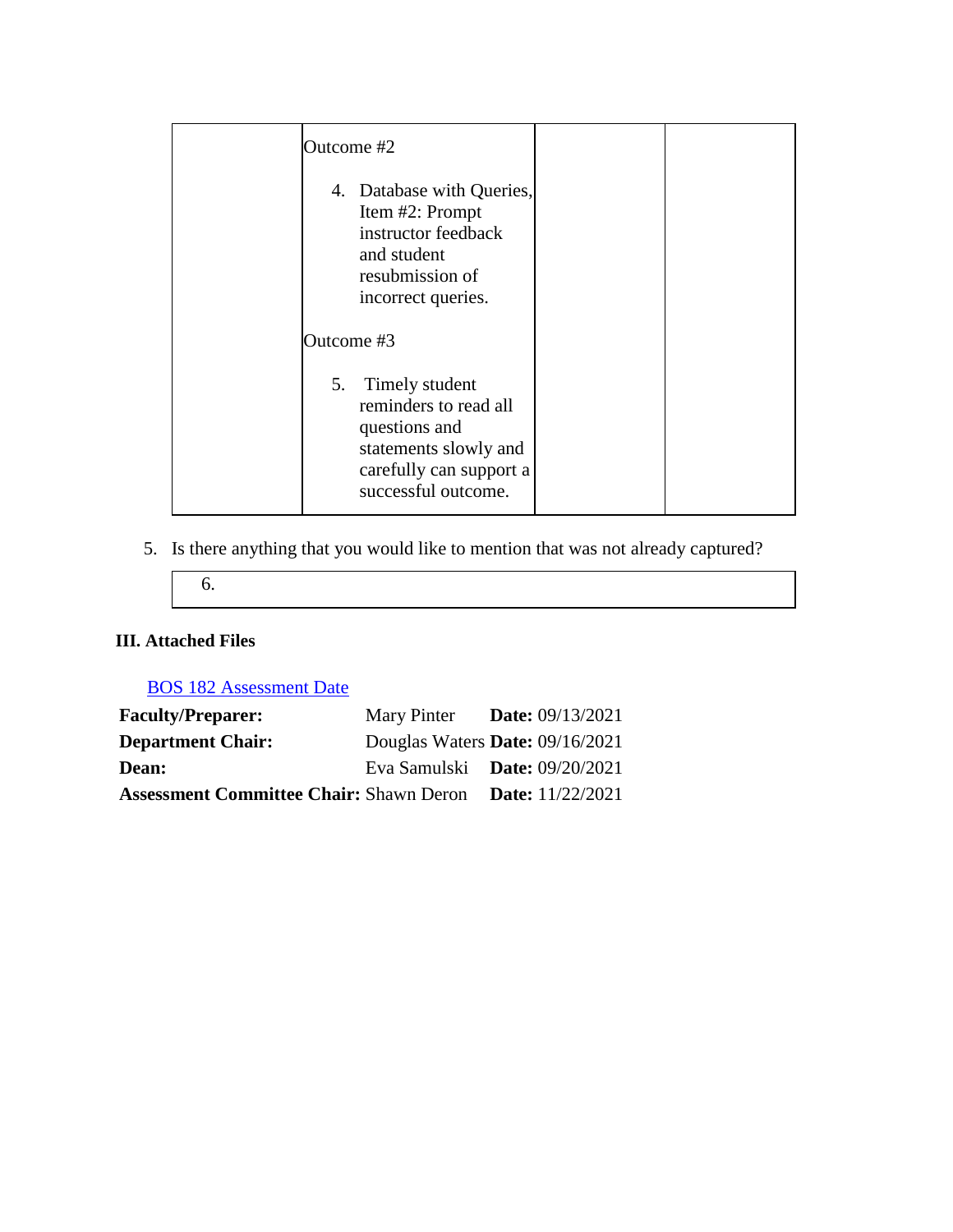| | | | |
|---|---|---|---|
| | Outcome #2<br><br>4. Database with Queries, Item #2: Prompt instructor feedback and student resubmission of incorrect queries.<br><br>Outcome #3<br><br>5. Timely student reminders to read all questions and statements slowly and carefully can support a successful outcome. | | |

5. Is there anything that you would like to mention that was not already captured?

| |
|---|
| 6. |

### III. Attached Files

[BOS 182 Assessment Date]

| | | |
|---|---|---|
| **Faculty/Preparer:** | Mary Pinter | **Date:** 09/13/2021 |
| **Department Chair:** | Douglas Waters | **Date:** 09/16/2021 |
| **Dean:** | Eva Samulski | **Date:** 09/20/2021 |
| **Assessment Committee Chair:** | Shawn Deron | **Date:** 11/22/2021 |